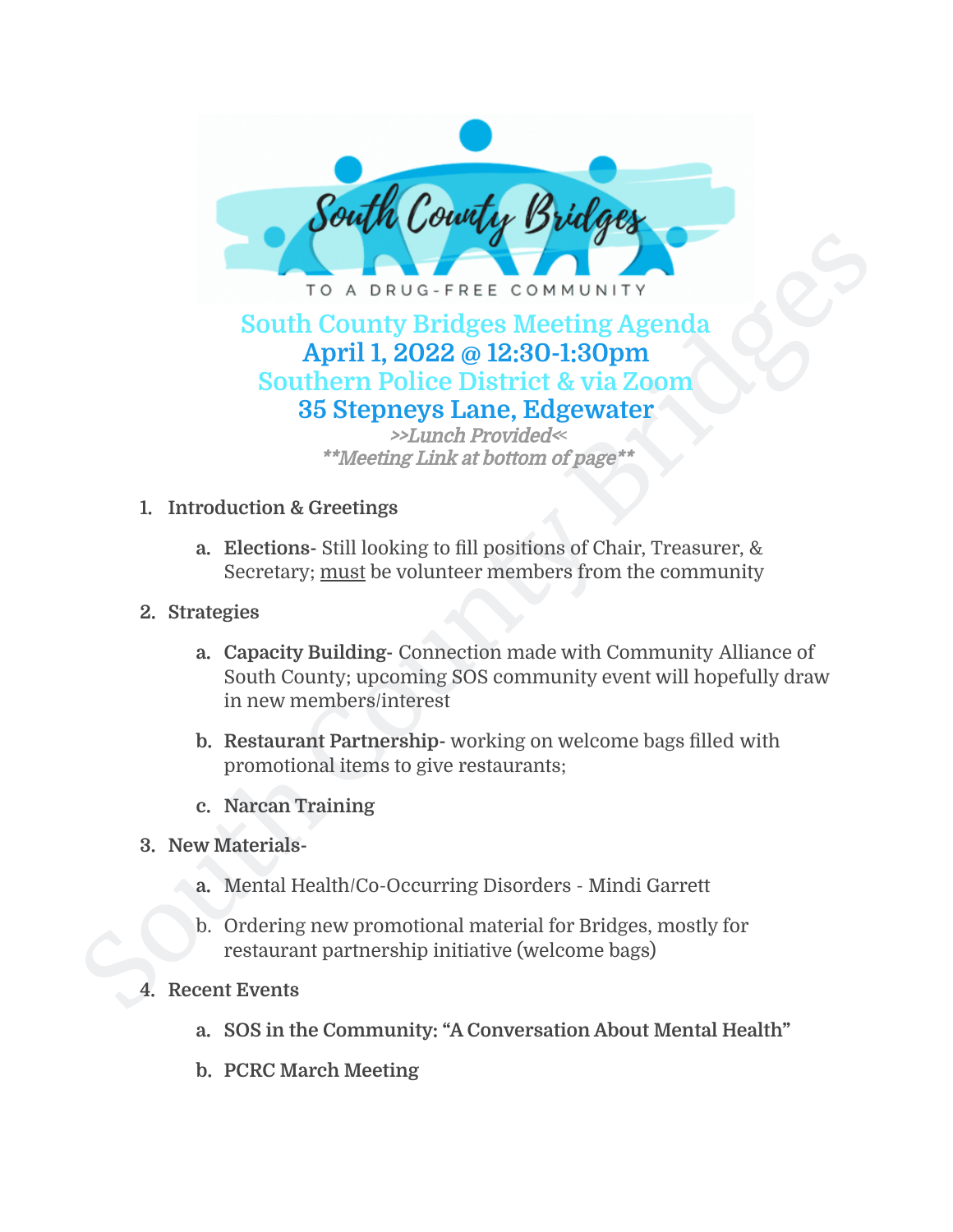# South County Bridges Meeting Agenda

## April 1, 2022 @ 12:30-1:30pm

## Southern Police District & via Zoom

## 35 Stepneys Lane, Edgewater

*>>Lunch Provided<<*

*\*\*Meeting Link at bottom of page\*\**

1. **Introduction & Greetings**
   a. **Elections-** Still looking to fill positions of Chair, Treasurer, & Secretary; <u>must</u> be volunteer members from the community
2. **Strategies**
   a. **Capacity Building-** Connection made with Community Alliance of South County; upcoming SOS community event will hopefully draw in new members/interest
   b. **Restaurant Partnership-** working on welcome bags filled with promotional items to give restaurants;
   c. **Narcan Training**
3. **New Materials-**
   a. Mental Health/Co-Occurring Disorders - Mindi Garrett
   b. Ordering new promotional material for Bridges, mostly for restaurant partnership initiative (welcome bags)
4. **Recent Events**
   a. **SOS in the Community: "A Conversation About Mental Health"**
   b. **PCRC March Meeting**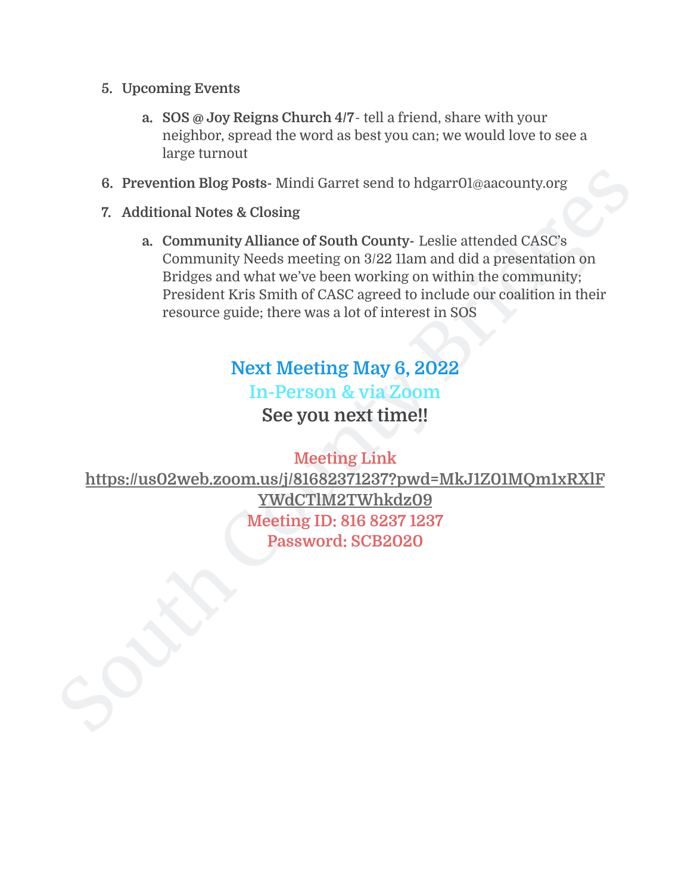5. **Upcoming Events**

    a. **SOS @ Joy Reigns Church 4/7**- tell a friend, share with your neighbor, spread the word as best you can; we would love to see a large turnout

6. **Prevention Blog Posts-** Mindi Garret send to hdgarr01@aacounty.org

7. **Additional Notes & Closing**

    a. **Community Alliance of South County-** Leslie attended CASC's Community Needs meeting on 3/22 11am and did a presentation on Bridges and what we've been working on within the community; President Kris Smith of CASC agreed to include our coalition in their resource guide; there was a lot of interest in SOS

**Next Meeting May 6, 2022**

**In-Person & via Zoom**

**See you next time!!**

Meeting Link

https://us02web.zoom.us/j/81682371237?pwd=MkJ1Z01MQm1xRXlFYWdCTlM2TWhkdz09

Meeting ID: 816 8237 1237

Password: SCB2020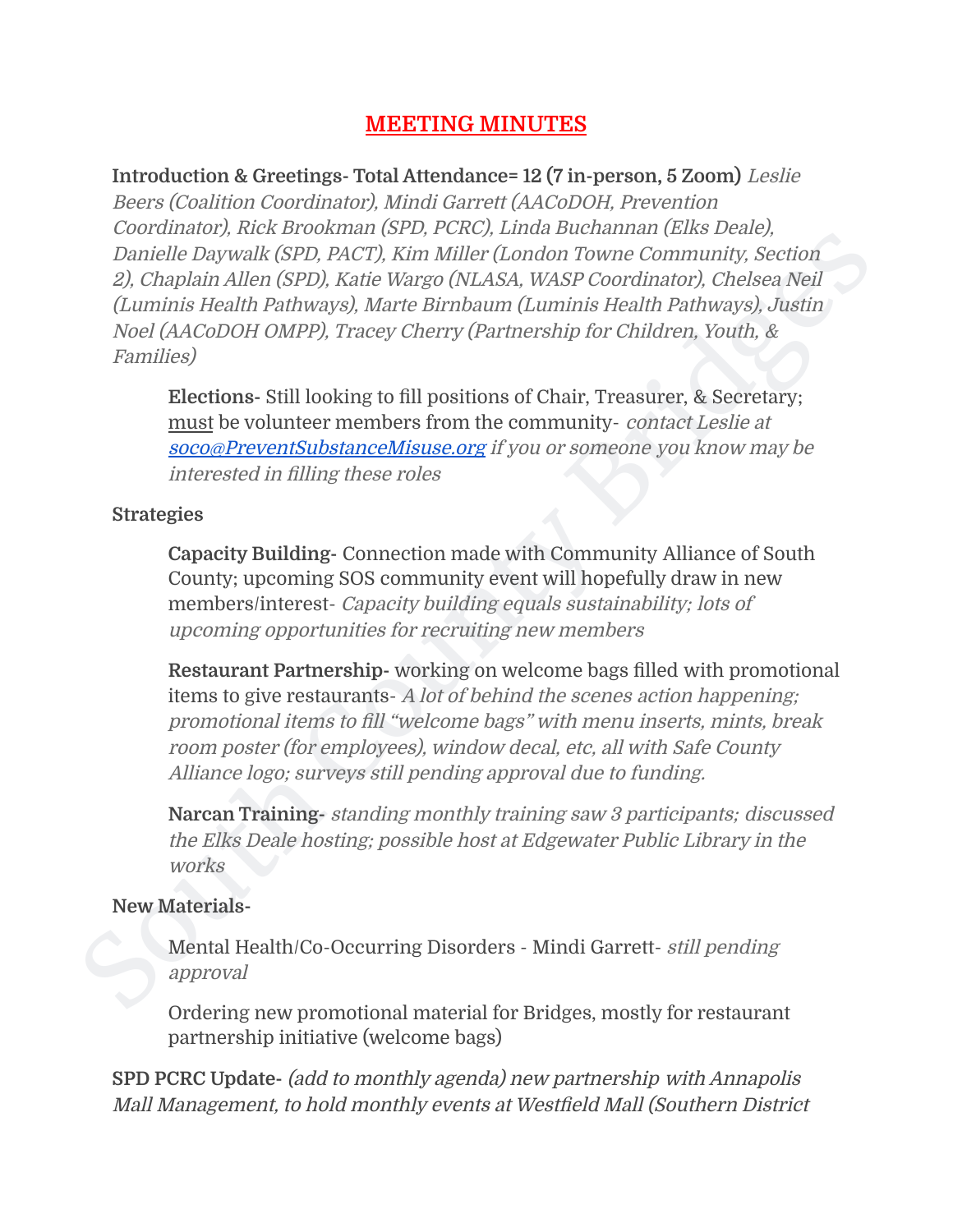## MEETING MINUTES

**Introduction & Greetings- Total Attendance= 12 (7 in-person, 5 Zoom)** *Leslie Beers (Coalition Coordinator), Mindi Garrett (AACoDOH, Prevention Coordinator), Rick Brookman (SPD, PCRC), Linda Buchannan (Elks Deale), Danielle Daywalk (SPD, PACT), Kim Miller (London Towne Community, Section 2), Chaplain Allen (SPD), Katie Wargo (NLASA, WASP Coordinator), Chelsea Neil (Luminis Health Pathways), Marte Birnbaum (Luminis Health Pathways), Justin Noel (AACoDOH OMPP), Tracey Cherry (Partnership for Children, Youth, & Families)*

> **Elections-** Still looking to fill positions of Chair, Treasurer, & Secretary; must be volunteer members from the community- *contact Leslie at [soco@PreventSubstanceMisuse.org](mailto:soco@PreventSubstanceMisuse.org) if you or someone you know may be interested in filling these roles*

**Strategies**

> **Capacity Building-** Connection made with Community Alliance of South County; upcoming SOS community event will hopefully draw in new members/interest- *Capacity building equals sustainability; lots of upcoming opportunities for recruiting new members*
>
> **Restaurant Partnership-** working on welcome bags filled with promotional items to give restaurants- *A lot of behind the scenes action happening; promotional items to fill "welcome bags" with menu inserts, mints, break room poster (for employees), window decal, etc, all with Safe County Alliance logo; surveys still pending approval due to funding.*
>
> **Narcan Training-** *standing monthly training saw 3 participants; discussed the Elks Deale hosting; possible host at Edgewater Public Library in the works*

**New Materials-**

> Mental Health/Co-Occurring Disorders - Mindi Garrett- *still pending approval*
>
> Ordering new promotional material for Bridges, mostly for restaurant partnership initiative (welcome bags)

**SPD PCRC Update-** *(add to monthly agenda) new partnership with Annapolis Mall Management, to hold monthly events at Westfield Mall (Southern District*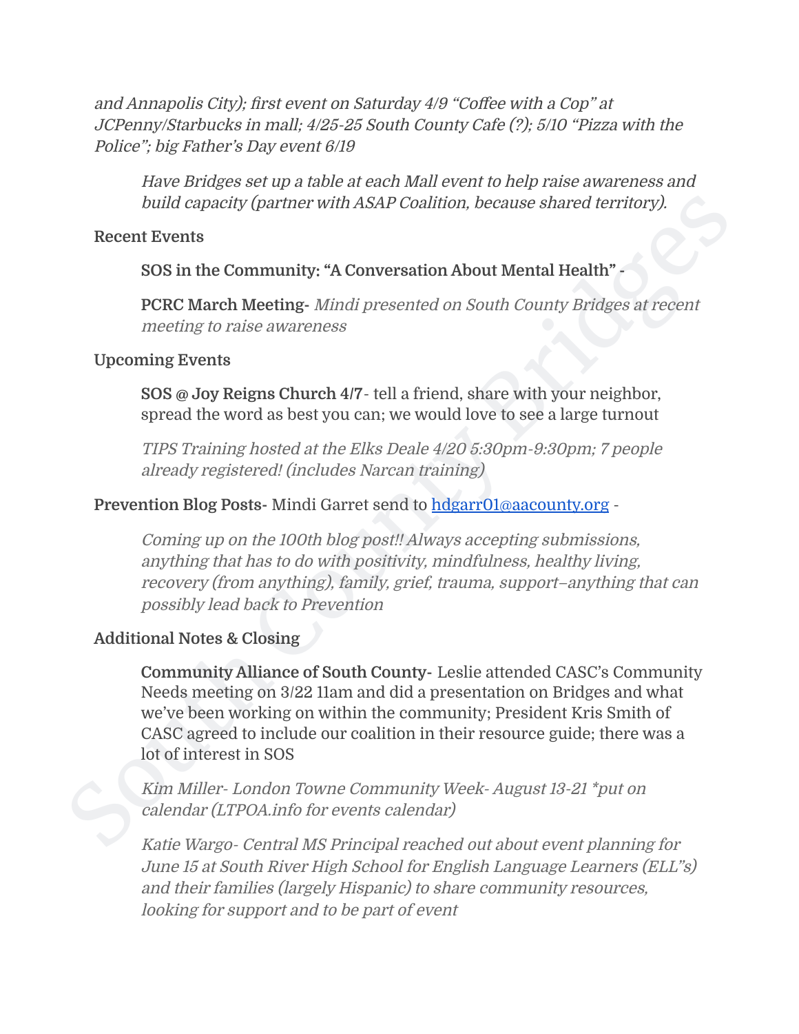*and Annapolis City); first event on Saturday 4/9 "Coffee with a Cop" at JCPenny/Starbucks in mall; 4/25-25 South County Cafe (?); 5/10 "Pizza with the Police"; big Father's Day event 6/19*

> *Have Bridges set up a table at each Mall event to help raise awareness and build capacity (partner with ASAP Coalition, because shared territory).*

**Recent Events**

> **SOS in the Community: "A Conversation About Mental Health" -**
>
> **PCRC March Meeting-** *Mindi presented on South County Bridges at recent meeting to raise awareness*

**Upcoming Events**

> **SOS @ Joy Reigns Church 4/7**- tell a friend, share with your neighbor, spread the word as best you can; we would love to see a large turnout
>
> *TIPS Training hosted at the Elks Deale 4/20 5:30pm-9:30pm; 7 people already registered! (includes Narcan training)*

**Prevention Blog Posts-** Mindi Garret send to hdgarr01@aacounty.org -

> *Coming up on the 100th blog post!! Always accepting submissions, anything that has to do with positivity, mindfulness, healthy living, recovery (from anything), family, grief, trauma, support–anything that can possibly lead back to Prevention*

**Additional Notes & Closing**

> **Community Alliance of South County-** Leslie attended CASC's Community Needs meeting on 3/22 11am and did a presentation on Bridges and what we've been working on within the community; President Kris Smith of CASC agreed to include our coalition in their resource guide; there was a lot of interest in SOS
>
> *Kim Miller- London Towne Community Week- August 13-21 *put on calendar (LTPOA.info for events calendar)*
>
> *Katie Wargo- Central MS Principal reached out about event planning for June 15 at South River High School for English Language Learners (ELL"s) and their families (largely Hispanic) to share community resources, looking for support and to be part of event*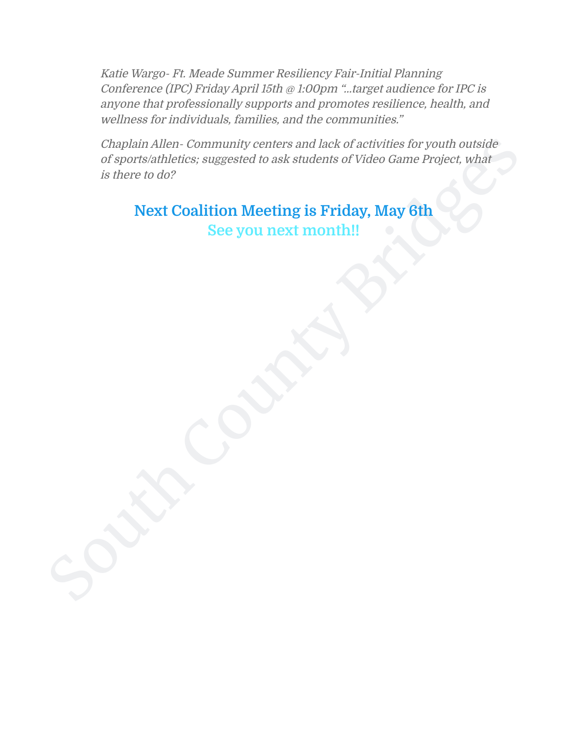*Katie Wargo- Ft. Meade Summer Resiliency Fair-Initial Planning Conference (IPC) Friday April 15th @ 1:00pm "...target audience for IPC is anyone that professionally supports and promotes resilience, health, and wellness for individuals, families, and the communities."*

*Chaplain Allen- Community centers and lack of activities for youth outside of sports/athletics; suggested to ask students of Video Game Project, what is there to do?*

**Next Coalition Meeting is Friday, May 6th**

**See you next month!!**